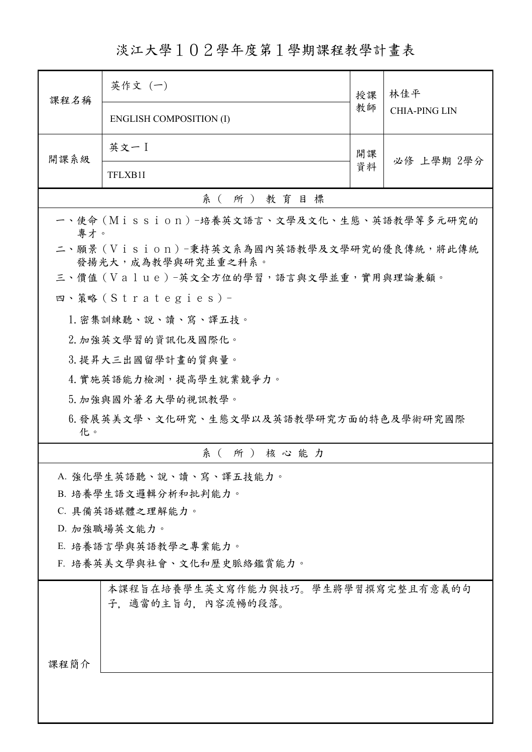# 淡江大學１０２學年度第１學期課程教學計畫表

| 課程名稱 | 英作文 (一) ENGLISH COMPOSITION (I) | 授課教師 | 林佳平 CHIA-PING LIN |
|---|---|---|---|
| 開課系級 | 英文一Ｉ TFLXB1I | 開課資料 | 必修 上學期 2學分 |

## 系（所）教育目標

一、使命（Ｍｉｓｓｉｏｎ）-培養英文語言、文學及文化、生態、英語教學等多元研究的專才。

二、願景（Ｖｉｓｉｏｎ）-秉持英文系為國內英語教學及文學研究的優良傳統，將此傳統發揚光大，成為教學與研究並重之科系。

三、價值（Ｖａｌｕｅ）-英文全方位的學習，語言與文學並重，實用與理論兼顧。

四、策略（Ｓｔｒａｔｅｇｉｅｓ）-

1. 密集訓練聽、說、讀、寫、譯五技。
2. 加強英文學習的資訊化及國際化。
3. 提昇大三出國留學計畫的質與量。
4. 實施英語能力檢測，提高學生就業競爭力。
5. 加強與國外著名大學的視訊教學。
6. 發展英美文學、文化研究、生態文學以及英語教學研究方面的特色及學術研究國際化。

## 系（所）核心能力

A. 強化學生英語聽、說、讀、寫、譯五技能力。

B. 培養學生語文邏輯分析和批判能力。

C. 具備英語媒體之理解能力。

D. 加強職場英文能力。

E. 培養語言學與英語教學之專業能力。

F. 培養英美文學與社會、文化和歷史脈絡鑑賞能力。

| 課程簡介 | 本課程旨在培養學生英文寫作能力與技巧。學生將學習撰寫完整且有意義的句子，適當的主旨句，內容流暢的段落。 |
|---|---|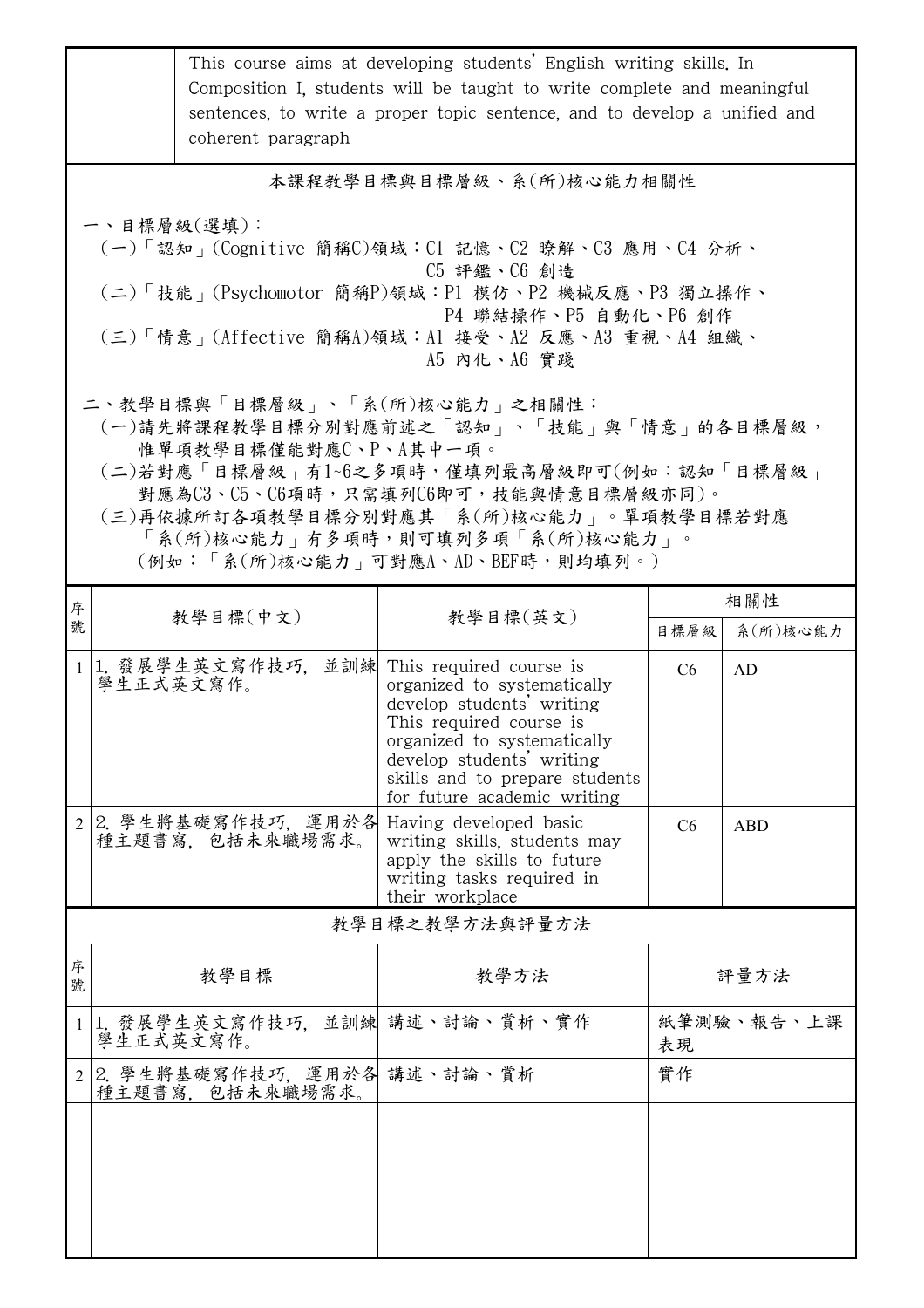| | This course aims at developing students' English writing skills. In Composition I, students will be taught to write complete and meaningful sentences, to write a proper topic sentence, and to develop a unified and coherent paragraph |
|---|---|

## 本課程教學目標與目標層級、系(所)核心能力相關性

一、目標層級(選填)：
(一)「認知」(Cognitive 簡稱C)領域：C1 記憶、C2 瞭解、C3 應用、C4 分析、C5 評鑑、C6 創造
(二)「技能」(Psychomotor 簡稱P)領域：P1 模仿、P2 機械反應、P3 獨立操作、P4 聯結操作、P5 自動化、P6 創作
(三)「情意」(Affective 簡稱A)領域：A1 接受、A2 反應、A3 重視、A4 組織、A5 內化、A6 實踐

二、教學目標與「目標層級」、「系(所)核心能力」之相關性：
(一)請先將課程教學目標分別對應前述之「認知」、「技能」與「情意」的各目標層級，惟單項教學目標僅能對應C、P、A其中一項。
(二)若對應「目標層級」有1~6之多項時，僅填列最高層級即可(例如：認知「目標層級」對應為C3、C5、C6項時，只需填列C6即可，技能與情意目標層級亦同)。
(三)再依據所訂各項教學目標分別對應其「系(所)核心能力」。單項教學目標若對應「系(所)核心能力」有多項時，則可填列多項「系(所)核心能力」。(例如：「系(所)核心能力」可對應A、AD、BEF時，則均填列。)

| 序號 | 教學目標(中文) | 教學目標(英文) | 相關性 | |
|---|---|---|---|---|
| | | | 目標層級 | 系(所)核心能力 |
| 1 | 1. 發展學生英文寫作技巧, 並訓練學生正式英文寫作。 | This required course is organized to systematically develop students' writing This required course is organized to systematically develop students' writing skills and to prepare students for future academic writing | C6 | AD |
| 2 | 2. 學生將基礎寫作技巧, 運用於各種主題書寫, 包括未來職場需求。 | Having developed basic writing skills, students may apply the skills to future writing tasks required in their workplace | C6 | ABD |

## 教學目標之教學方法與評量方法

| 序號 | 教學目標 | 教學方法 | 評量方法 |
|---|---|---|---|
| 1 | 1. 發展學生英文寫作技巧, 並訓練學生正式英文寫作。 | 講述、討論、賞析、實作 | 紙筆測驗、報告、上課表現 |
| 2 | 2. 學生將基礎寫作技巧, 運用於各種主題書寫, 包括未來職場需求。 | 講述、討論、賞析 | 實作 |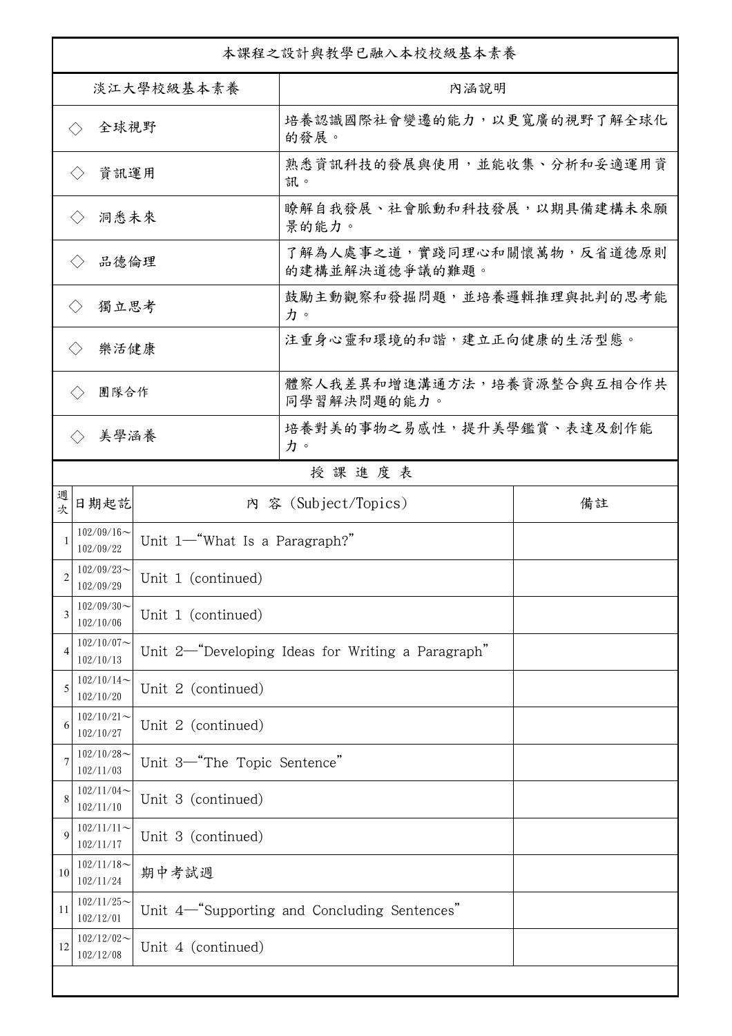本課程之設計與教學已融入本校校級基本素養

| 淡江大學校級基本素養 | 內涵說明 |
| --- | --- |
| ◇ 全球視野 | 培養認識國際社會變遷的能力，以更寬廣的視野了解全球化的發展。 |
| ◇ 資訊運用 | 熟悉資訊科技的發展與使用，並能收集、分析和妥適運用資訊。 |
| ◇ 洞悉未來 | 瞭解自我發展、社會脈動和科技發展，以期具備建構未來願景的能力。 |
| ◇ 品德倫理 | 了解為人處事之道，實踐同理心和關懷萬物，反省道德原則的建構並解決道德爭議的難題。 |
| ◇ 獨立思考 | 鼓勵主動觀察和發掘問題，並培養邏輯推理與批判的思考能力。 |
| ◇ 樂活健康 | 注重身心靈和環境的和諧，建立正向健康的生活型態。 |
| ◇ 團隊合作 | 體察人我差異和增進溝通方法，培養資源整合與互相合作共同學習解決問題的能力。 |
| ◇ 美學涵養 | 培養對美的事物之易感性，提升美學鑑賞、表達及創作能力。 |

授 課 進 度 表

| 週次 | 日期起訖 | 內 容 (Subject/Topics) | 備註 |
| --- | --- | --- | --- |
| 1 | 102/09/16～102/09/22 | Unit 1—"What Is a Paragraph?" | |
| 2 | 102/09/23～102/09/29 | Unit 1 (continued) | |
| 3 | 102/09/30～102/10/06 | Unit 1 (continued) | |
| 4 | 102/10/07～102/10/13 | Unit 2—"Developing Ideas for Writing a Paragraph" | |
| 5 | 102/10/14～102/10/20 | Unit 2 (continued) | |
| 6 | 102/10/21～102/10/27 | Unit 2 (continued) | |
| 7 | 102/10/28～102/11/03 | Unit 3—"The Topic Sentence" | |
| 8 | 102/11/04～102/11/10 | Unit 3 (continued) | |
| 9 | 102/11/11～102/11/17 | Unit 3 (continued) | |
| 10 | 102/11/18～102/11/24 | 期中考試週 | |
| 11 | 102/11/25～102/12/01 | Unit 4—"Supporting and Concluding Sentences" | |
| 12 | 102/12/02～102/12/08 | Unit 4 (continued) | |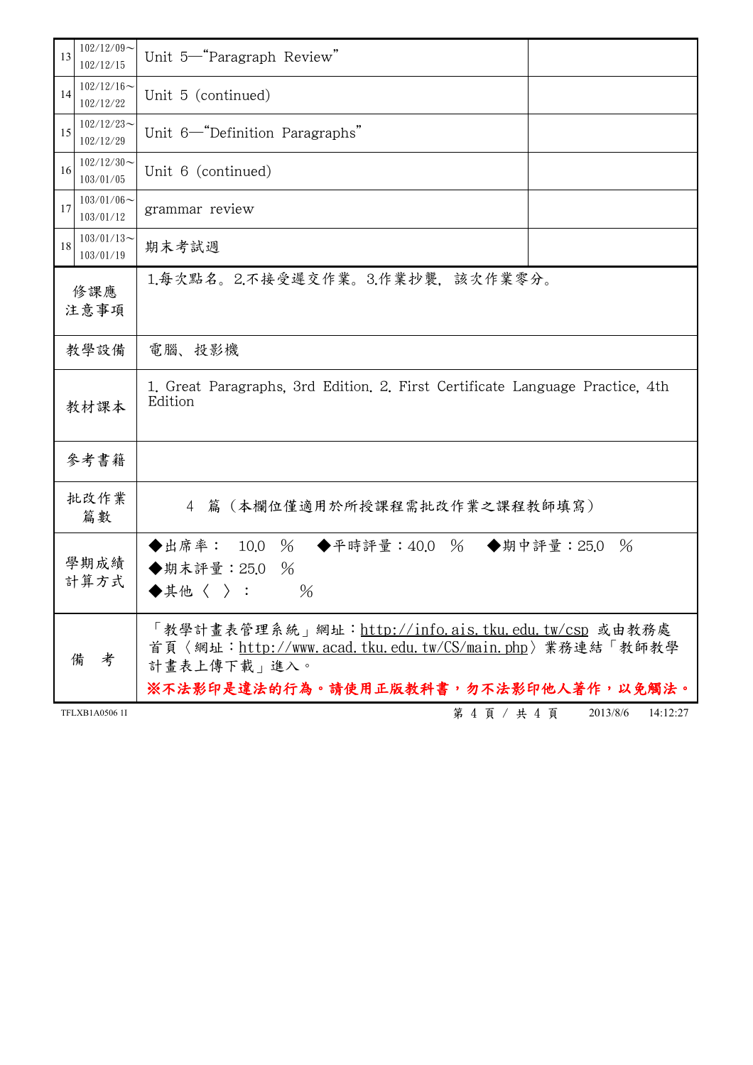| | | | |
|---|---|---|---|
| 13 | 102/12/09～102/12/15 | Unit 5—"Paragraph Review" | |
| 14 | 102/12/16～102/12/22 | Unit 5 (continued) | |
| 15 | 102/12/23～102/12/29 | Unit 6—"Definition Paragraphs" | |
| 16 | 102/12/30～103/01/05 | Unit 6 (continued) | |
| 17 | 103/01/06～103/01/12 | grammar review | |
| 18 | 103/01/13～103/01/19 | 期末考試週 | |

| | |
|---|---|
| 修課應注意事項 | 1.每次點名。2.不接受遲交作業。3.作業抄襲, 該次作業零分。 |
| 教學設備 | 電腦、投影機 |
| 教材課本 | 1. Great Paragraphs, 3rd Edition. 2. First Certificate Language Practice, 4th Edition |
| 參考書籍 | |
| 批改作業篇數 | 4 篇（本欄位僅適用於所授課程需批改作業之課程教師填寫） |
| 學期成績計算方式 | ◆出席率： 10.0 % ◆平時評量：40.0 % ◆期中評量：25.0 %<br>◆期末評量：25.0 %<br>◆其他〈 〉： % |
| 備　考 | 「教學計畫表管理系統」網址：http://info.ais.tku.edu.tw/csp 或由教務處首頁〈網址：http://www.acad.tku.edu.tw/CS/main.php〉業務連結「教師教學計畫表上傳下載」進入。<br>**※不法影印是違法的行為。請使用正版教科書，勿不法影印他人著作，以免觸法。** |

TFLXB1A0506 1I　2013/8/6 14:12:27